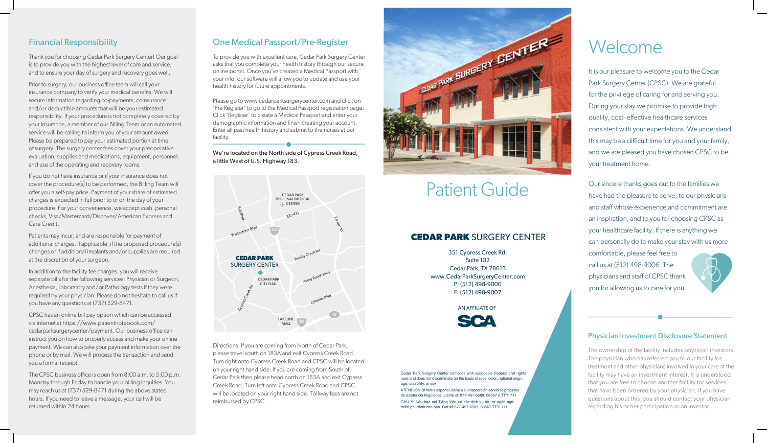## Financial Responsibility

Thank you for choosing Cedar Park Surgery Center! Our goal is to provide you with the highest level of care and service, and to ensure your day of surgery and recovery goes well.

Prior to surgery, our business office team will call your insurance company to verify your medical benefits. We will secure information regarding co-payments, coinsurance, and/or deductible amounts that will be your estimated responsibility. If your procedure is not completely covered by your insurance, a member of our Billing Team or an automated service will be calling to inform you of your amount owed. Please be prepared to pay your estimated portion at time of surgery. The surgery center fees cover your preoperative evaluation, supplies and medications, equipment, personnel, and use of the operating and recovery rooms.

If you do not have insurance or if your insurance does not cover the procedure(s) to be performed, the Billing Team will offer you a self-pay price. Payment of your share of estimated charges is expected in full prior to or on the day of your procedure. For your convenience, we accept cash, personal checks, Visa/Mastercard/Discover/American Express and Care Credit.

Patients may incur, and are responsible for payment of additional charges, if applicable, if the proposed procedure(s) changes or if additional implants and/or supplies are required at the discretion of your surgeon.

In addition to the facility fee charges, you will receive separate bills for the following services: Physician or Surgeon, Anesthesia, Laboratory and/or Pathology tests if they were required by your physician. Please do not hesitate to call us if you have any questions at (737) 529-8471.

CPSC has an online bill pay option which can be accessed via internet at https://www.patientnotebook.com/cedarparksurgerycenter/payment. Our business office can instruct you on how to properly access and make your online payment. We can also take your payment information over the phone or by mail. We will process the transaction and send you a formal receipt.

The CPSC business office is open from 8:00 a.m. to 5:00 p.m. Monday through Friday to handle your billing inquiries. You may reach us at (737) 529-8471 during the above stated hours. If you need to leave a message, your call will be returned within 24 hours.

## One Medical Passport/Pre-Register

To provide you with excellent care, Cedar Park Surgery Center asks that you complete your health history through our secure online portal. Once you've created a Medical Passport with your info, our software will allow you to update and use your health history for future appointments.

Please go to www.cedarparksurgerycenter.com and click on 'Pre Register' to go to the Medical Passport registration page. Click 'Register' to create a Medical Passport and enter your demographic information and finish creating your account. Enter all past health history and submit to the nurses at our facility.

We're located on the North side of Cypress Creek Road, a little West of U.S. Highway 183.

Directions: If you are coming from North of Cedar Park, please travel south on 183A and exit Cypress Creek Road. Turn right onto Cypress Creek Road and CPSC will be located on your right hand side. If you are coming from South of Cedar Park then please head north on 183A and exit Cypress Creek Road. Turn left onto Cypress Creek Road and CPSC will be located on your right hand side. Tollway fees are not reimbursed by CPSC.

# Patient Guide

**CEDAR PARK** SURGERY CENTER

351 Cypress Creek Rd.
Suite 102
Cedar Park, TX 78613
www.CedarParkSurgeryCenter.com
P: (512) 498-9006
F: (512) 498-9007

AN AFFILIATE OF SCA

Cedar Park Surgery Center complies with applicable Federal civil rights laws and does not discriminate on the basis of race, color, national origin, age, disability, or sex.

ATENCIÓN: si habla español, tiene a su disposición servicios gratuitos de asistencia lingüística. Llame al: 877-457-6589; 68567 o TTY: 711

CHÚ Ý: Nếu bạn nói Tiếng Việt, có các dịch vụ hỗ trợ ngôn ngữ miễn phí dành cho bạn. Gọi số 877-457-6589; 68567 TTY: 711

# Welcome

It is our pleasure to welcome you to the Cedar Park Surgery Center (CPSC). We are grateful for the privilege of caring for and serving you. During your stay we promise to provide high quality, cost- effective healthcare services consistent with your expectations. We understand this may be a difficult time for you and your family, and we are pleased you have chosen CPSC to be your treatment home.

Our sincere thanks goes out to the families we have had the pleasure to serve, to our physicians and staff whose experience and commitment are an inspiration, and to you for choosing CPSC as your healthcare facility. If there is anything we can personally do to make your stay with us more comfortable, please feel free to call us at (512) 498-9006. The physicians and staff of CPSC thank you for allowing us to care for you.

## Physician Investment Disclosure Statement

The ownership of the facility includes physician investors. The physician who has referred you to our facility for treatment and other physicians involved in your care at the facility may have an investment interest. It is understood that you are free to choose another facility for services that have been ordered by your physician. If you have questions about this, you should contact your physician regarding his or her participation as an investor.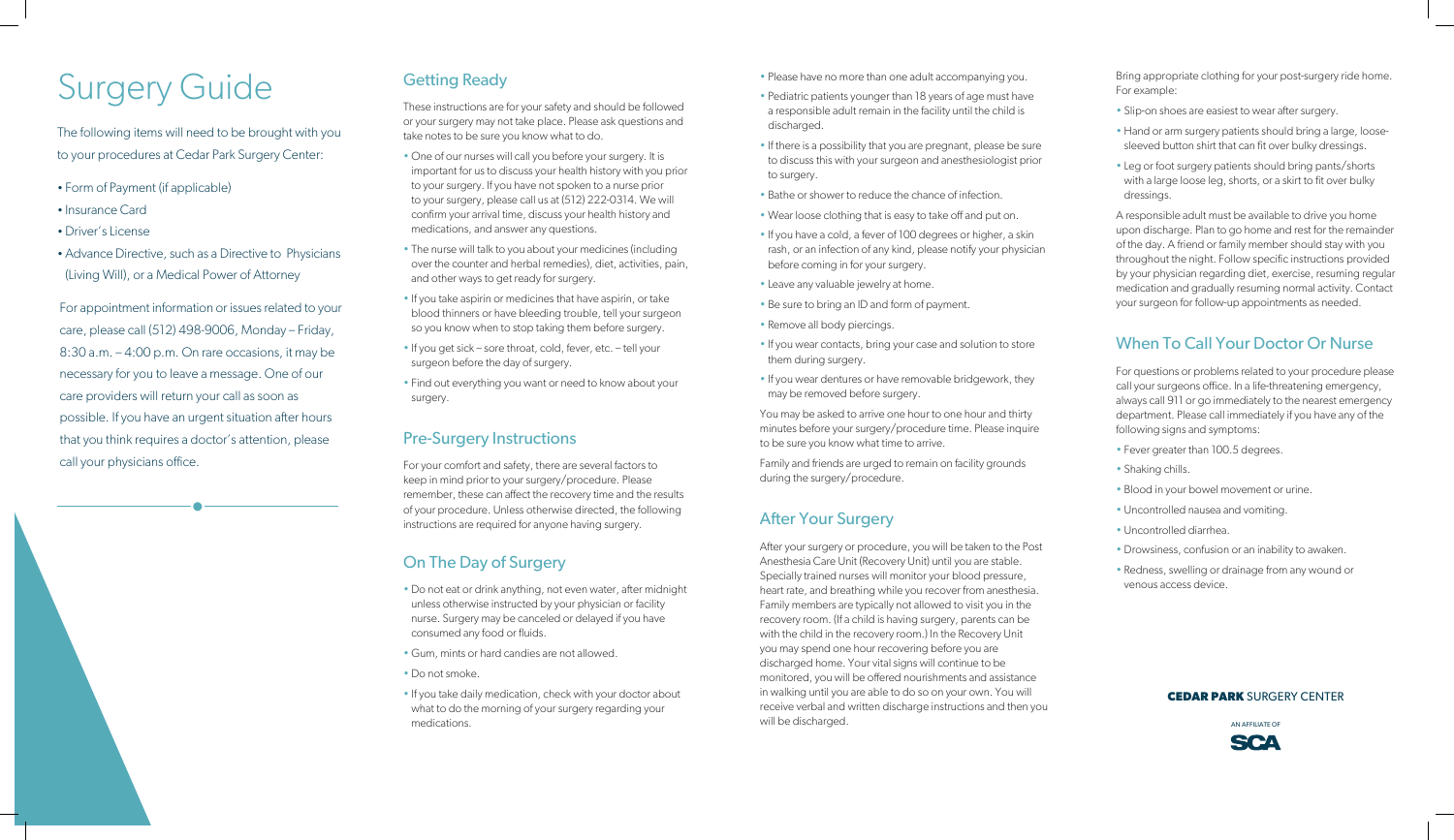# Surgery Guide

The following items will need to be brought with you to your procedures at Cedar Park Surgery Center:

- Form of Payment (if applicable)
- Insurance Card
- Driver's License
- Advance Directive, such as a Directive to Physicians (Living Will), or a Medical Power of Attorney

For appointment information or issues related to your care, please call (512) 498-9006, Monday – Friday, 8:30 a.m. – 4:00 p.m. On rare occasions, it may be necessary for you to leave a message. One of our care providers will return your call as soon as possible. If you have an urgent situation after hours that you think requires a doctor's attention, please call your physicians office.

## Getting Ready

These instructions are for your safety and should be followed or your surgery may not take place. Please ask questions and take notes to be sure you know what to do.

- One of our nurses will call you before your surgery. It is important for us to discuss your health history with you prior to your surgery. If you have not spoken to a nurse prior to your surgery, please call us at (512) 222-0314. We will confirm your arrival time, discuss your health history and medications, and answer any questions.
- The nurse will talk to you about your medicines (including over the counter and herbal remedies), diet, activities, pain, and other ways to get ready for surgery.
- If you take aspirin or medicines that have aspirin, or take blood thinners or have bleeding trouble, tell your surgeon so you know when to stop taking them before surgery.
- If you get sick – sore throat, cold, fever, etc. – tell your surgeon before the day of surgery.
- Find out everything you want or need to know about your surgery.

## Pre-Surgery Instructions

For your comfort and safety, there are several factors to keep in mind prior to your surgery/procedure. Please remember, these can affect the recovery time and the results of your procedure. Unless otherwise directed, the following instructions are required for anyone having surgery.

## On The Day of Surgery

- Do not eat or drink anything, not even water, after midnight unless otherwise instructed by your physician or facility nurse. Surgery may be canceled or delayed if you have consumed any food or fluids.
- Gum, mints or hard candies are not allowed.
- Do not smoke.
- If you take daily medication, check with your doctor about what to do the morning of your surgery regarding your medications.
- Please have no more than one adult accompanying you.
- Pediatric patients younger than 18 years of age must have a responsible adult remain in the facility until the child is discharged.
- If there is a possibility that you are pregnant, please be sure to discuss this with your surgeon and anesthesiologist prior to surgery.
- Bathe or shower to reduce the chance of infection.
- Wear loose clothing that is easy to take off and put on.
- If you have a cold, a fever of 100 degrees or higher, a skin rash, or an infection of any kind, please notify your physician before coming in for your surgery.
- Leave any valuable jewelry at home.
- Be sure to bring an ID and form of payment.
- Remove all body piercings.
- If you wear contacts, bring your case and solution to store them during surgery.
- If you wear dentures or have removable bridgework, they may be removed before surgery.

You may be asked to arrive one hour to one hour and thirty minutes before your surgery/procedure time. Please inquire to be sure you know what time to arrive.

Family and friends are urged to remain on facility grounds during the surgery/procedure.

## After Your Surgery

After your surgery or procedure, you will be taken to the Post Anesthesia Care Unit (Recovery Unit) until you are stable. Specially trained nurses will monitor your blood pressure, heart rate, and breathing while you recover from anesthesia. Family members are typically not allowed to visit you in the recovery room. (If a child is having surgery, parents can be with the child in the recovery room.) In the Recovery Unit you may spend one hour recovering before you are discharged home. Your vital signs will continue to be monitored, you will be offered nourishments and assistance in walking until you are able to do so on your own. You will receive verbal and written discharge instructions and then you will be discharged.

Bring appropriate clothing for your post-surgery ride home. For example:

- Slip-on shoes are easiest to wear after surgery.
- Hand or arm surgery patients should bring a large, loose-sleeved button shirt that can fit over bulky dressings.
- Leg or foot surgery patients should bring pants/shorts with a large loose leg, shorts, or a skirt to fit over bulky dressings.

A responsible adult must be available to drive you home upon discharge. Plan to go home and rest for the remainder of the day. A friend or family member should stay with you throughout the night. Follow specific instructions provided by your physician regarding diet, exercise, resuming regular medication and gradually resuming normal activity. Contact your surgeon for follow-up appointments as needed.

## When To Call Your Doctor Or Nurse

For questions or problems related to your procedure please call your surgeons office. In a life-threatening emergency, always call 911 or go immediately to the nearest emergency department. Please call immediately if you have any of the following signs and symptoms:

- Fever greater than 100.5 degrees.
- Shaking chills.
- Blood in your bowel movement or urine.
- Uncontrolled nausea and vomiting.
- Uncontrolled diarrhea.
- Drowsiness, confusion or an inability to awaken.
- Redness, swelling or drainage from any wound or venous access device.

**CEDAR PARK** SURGERY CENTER

AN AFFILIATE OF

SCA